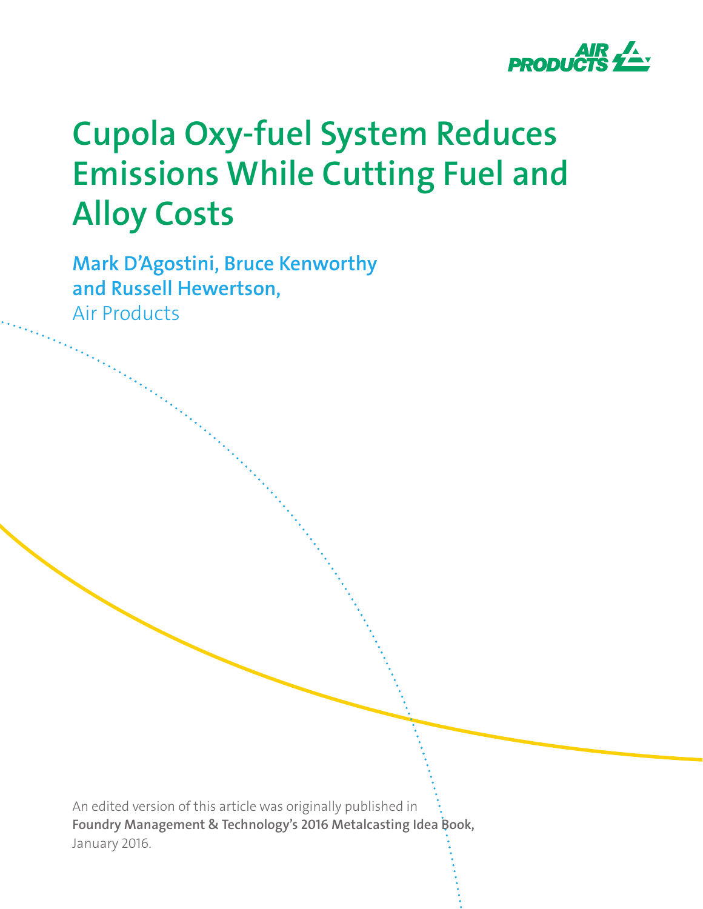# Cupola Oxy-fuel System Reduces Emissions While Cutting Fuel and Alloy Costs

**Mark D'Agostini, Bruce Kenworthy and Russell Hewertson,**
Air Products

An edited version of this article was originally published in **Foundry Management & Technology's 2016 Metalcasting Idea Book,** January 2016.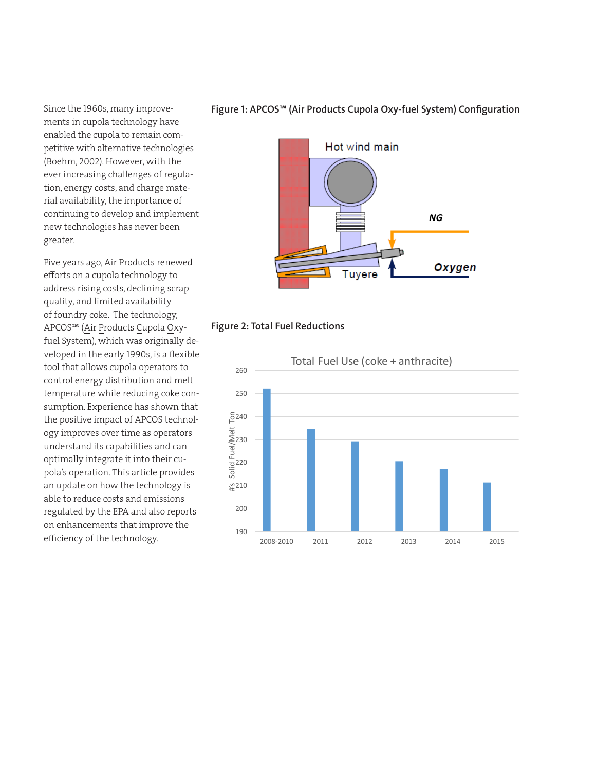Since the 1960s, many improvements in cupola technology have enabled the cupola to remain competitive with alternative technologies (Boehm, 2002). However, with the ever increasing challenges of regulation, energy costs, and charge material availability, the importance of continuing to develop and implement new technologies has never been greater.

Five years ago, Air Products renewed efforts on a cupola technology to address rising costs, declining scrap quality, and limited availability of foundry coke. The technology, APCOS™ (Air Products Cupola Oxy-fuel System), which was originally developed in the early 1990s, is a flexible tool that allows cupola operators to control energy distribution and melt temperature while reducing coke consumption. Experience has shown that the positive impact of APCOS technology improves over time as operators understand its capabilities and can optimally integrate it into their cupola's operation. This article provides an update on how the technology is able to reduce costs and emissions regulated by the EPA and also reports on enhancements that improve the efficiency of the technology.

**Figure 1: APCOS™ (Air Products Cupola Oxy-fuel System) Configuration**

**Figure 2: Total Fuel Reductions**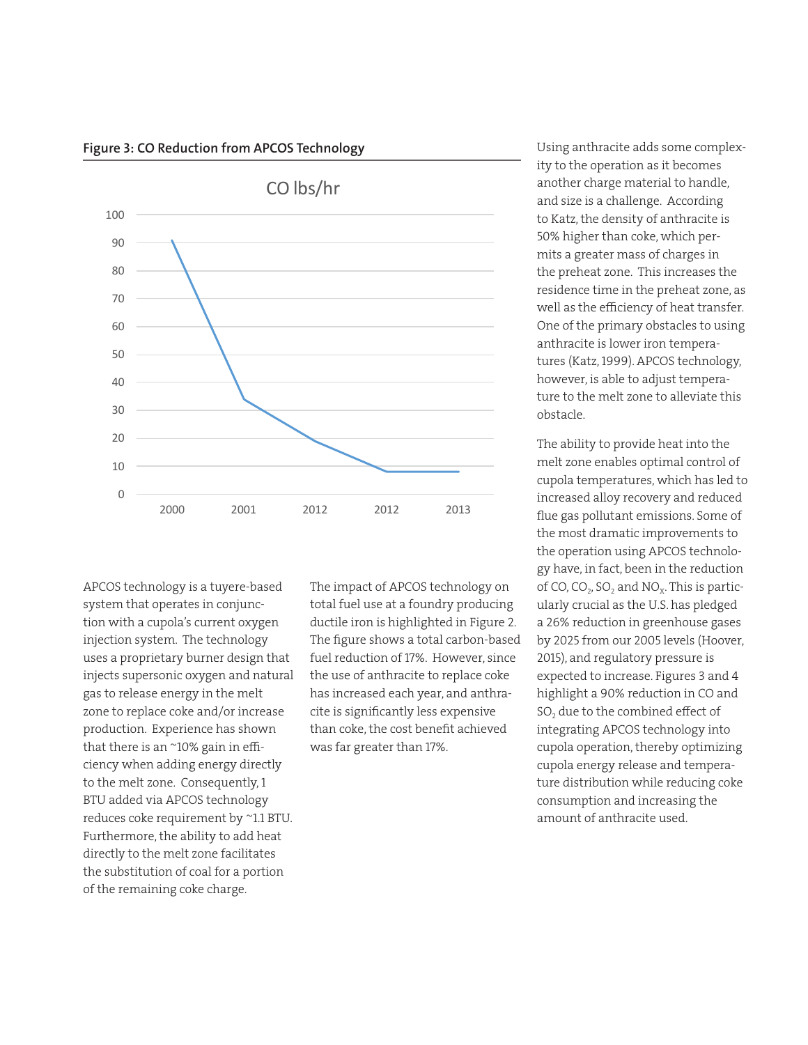**Figure 3: CO Reduction from APCOS Technology**

APCOS technology is a tuyere-based system that operates in conjunction with a cupola's current oxygen injection system. The technology uses a proprietary burner design that injects supersonic oxygen and natural gas to release energy in the melt zone to replace coke and/or increase production. Experience has shown that there is an ~10% gain in efficiency when adding energy directly to the melt zone. Consequently, 1 BTU added via APCOS technology reduces coke requirement by ~1.1 BTU. Furthermore, the ability to add heat directly to the melt zone facilitates the substitution of coal for a portion of the remaining coke charge.

The impact of APCOS technology on total fuel use at a foundry producing ductile iron is highlighted in Figure 2. The figure shows a total carbon-based fuel reduction of 17%. However, since the use of anthracite to replace coke has increased each year, and anthracite is significantly less expensive than coke, the cost benefit achieved was far greater than 17%.

Using anthracite adds some complexity to the operation as it becomes another charge material to handle, and size is a challenge. According to Katz, the density of anthracite is 50% higher than coke, which permits a greater mass of charges in the preheat zone. This increases the residence time in the preheat zone, as well as the efficiency of heat transfer. One of the primary obstacles to using anthracite is lower iron temperatures (Katz, 1999). APCOS technology, however, is able to adjust temperature to the melt zone to alleviate this obstacle.

The ability to provide heat into the melt zone enables optimal control of cupola temperatures, which has led to increased alloy recovery and reduced flue gas pollutant emissions. Some of the most dramatic improvements to the operation using APCOS technology have, in fact, been in the reduction of CO, $CO_2$, $SO_2$ and $NO_X$. This is particularly crucial as the U.S. has pledged a 26% reduction in greenhouse gases by 2025 from our 2005 levels (Hoover, 2015), and regulatory pressure is expected to increase. Figures 3 and 4 highlight a 90% reduction in CO and $SO_2$ due to the combined effect of integrating APCOS technology into cupola operation, thereby optimizing cupola energy release and temperature distribution while reducing coke consumption and increasing the amount of anthracite used.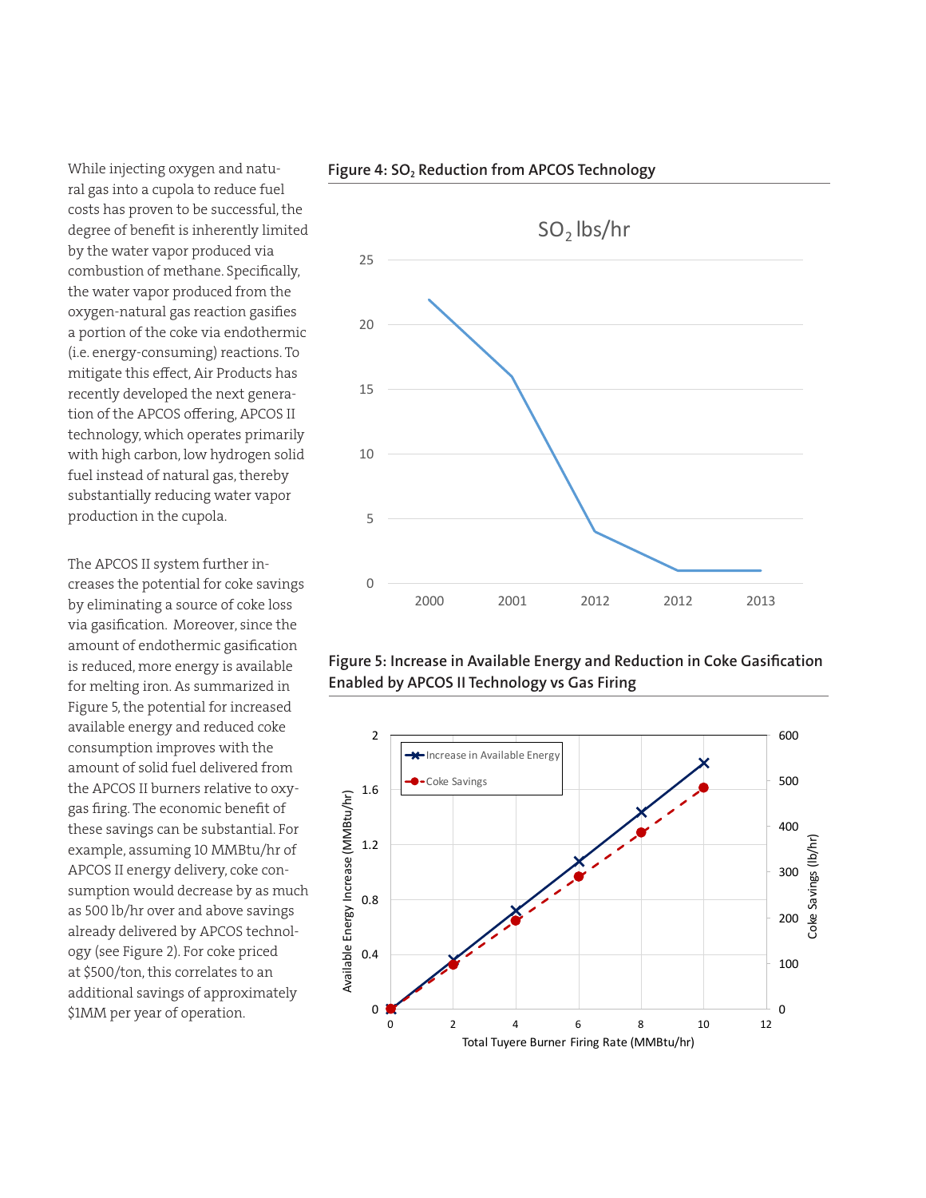While injecting oxygen and natural gas into a cupola to reduce fuel costs has proven to be successful, the degree of benefit is inherently limited by the water vapor produced via combustion of methane. Specifically, the water vapor produced from the oxygen-natural gas reaction gasifies a portion of the coke via endothermic (i.e. energy-consuming) reactions. To mitigate this effect, Air Products has recently developed the next generation of the APCOS offering, APCOS II technology, which operates primarily with high carbon, low hydrogen solid fuel instead of natural gas, thereby substantially reducing water vapor production in the cupola.

The APCOS II system further increases the potential for coke savings by eliminating a source of coke loss via gasification. Moreover, since the amount of endothermic gasification is reduced, more energy is available for melting iron. As summarized in Figure 5, the potential for increased available energy and reduced coke consumption improves with the amount of solid fuel delivered from the APCOS II burners relative to oxy-gas firing. The economic benefit of these savings can be substantial. For example, assuming 10 MMBtu/hr of APCOS II energy delivery, coke consumption would decrease by as much as 500 lb/hr over and above savings already delivered by APCOS technology (see Figure 2). For coke priced at $500/ton, this correlates to an additional savings of approximately $1MM per year of operation.

**Figure 4: $SO_2$ Reduction from APCOS Technology**

**Figure 5: Increase in Available Energy and Reduction in Coke Gasification Enabled by APCOS II Technology vs Gas Firing**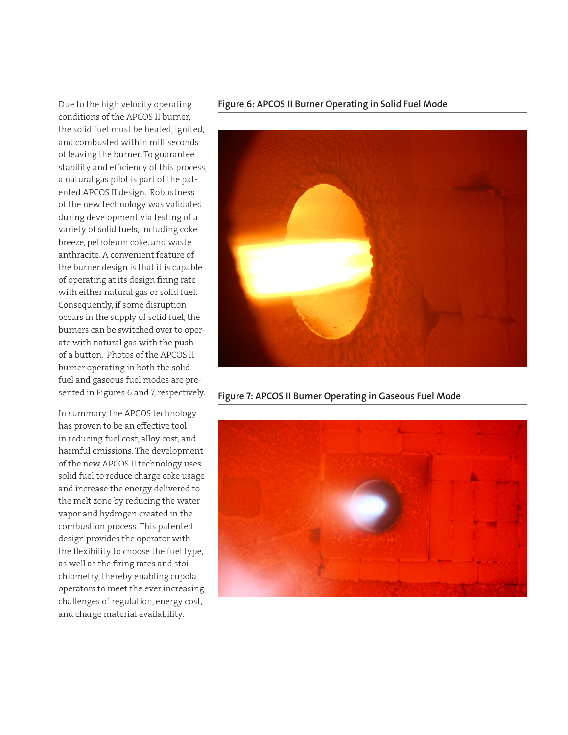Due to the high velocity operating conditions of the APCOS II burner, the solid fuel must be heated, ignited, and combusted within milliseconds of leaving the burner. To guarantee stability and efficiency of this process, a natural gas pilot is part of the patented APCOS II design. Robustness of the new technology was validated during development via testing of a variety of solid fuels, including coke breeze, petroleum coke, and waste anthracite. A convenient feature of the burner design is that it is capable of operating at its design firing rate with either natural gas or solid fuel. Consequently, if some disruption occurs in the supply of solid fuel, the burners can be switched over to operate with natural gas with the push of a button. Photos of the APCOS II burner operating in both the solid fuel and gaseous fuel modes are presented in Figures 6 and 7, respectively.

In summary, the APCOS technology has proven to be an effective tool in reducing fuel cost, alloy cost, and harmful emissions. The development of the new APCOS II technology uses solid fuel to reduce charge coke usage and increase the energy delivered to the melt zone by reducing the water vapor and hydrogen created in the combustion process. This patented design provides the operator with the flexibility to choose the fuel type, as well as the firing rates and stoichiometry, thereby enabling cupola operators to meet the ever increasing challenges of regulation, energy cost, and charge material availability.

**Figure 6: APCOS II Burner Operating in Solid Fuel Mode**

**Figure 7: APCOS II Burner Operating in Gaseous Fuel Mode**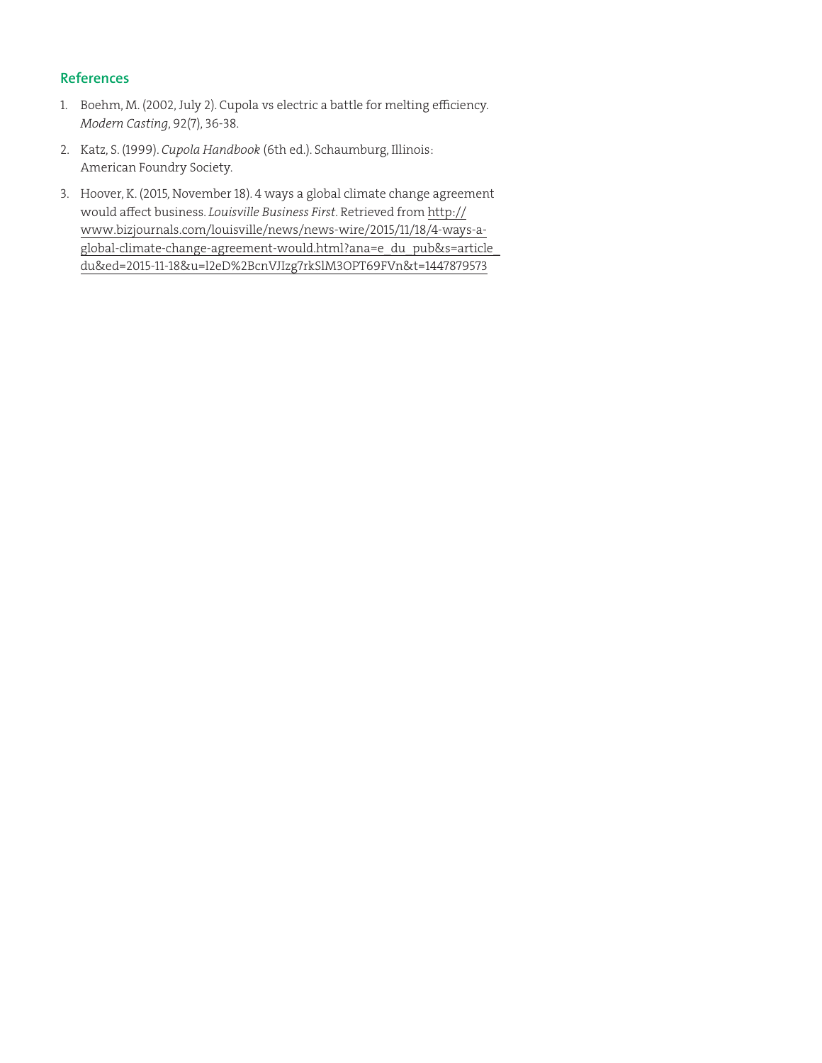## References

1. Boehm, M. (2002, July 2). Cupola vs electric a battle for melting efficiency. *Modern Casting*, 92(7), 36-38.
2. Katz, S. (1999). *Cupola Handbook* (6th ed.). Schaumburg, Illinois: American Foundry Society.
3. Hoover, K. (2015, November 18). 4 ways a global climate change agreement would affect business. *Louisville Business First*. Retrieved from http://www.bizjournals.com/louisville/news/news-wire/2015/11/18/4-ways-a-global-climate-change-agreement-would.html?ana=e_du_pub&s=article_du&ed=2015-11-18&u=l2eD%2BcnVJIzg7rkSlM3OPT69FVn&t=1447879573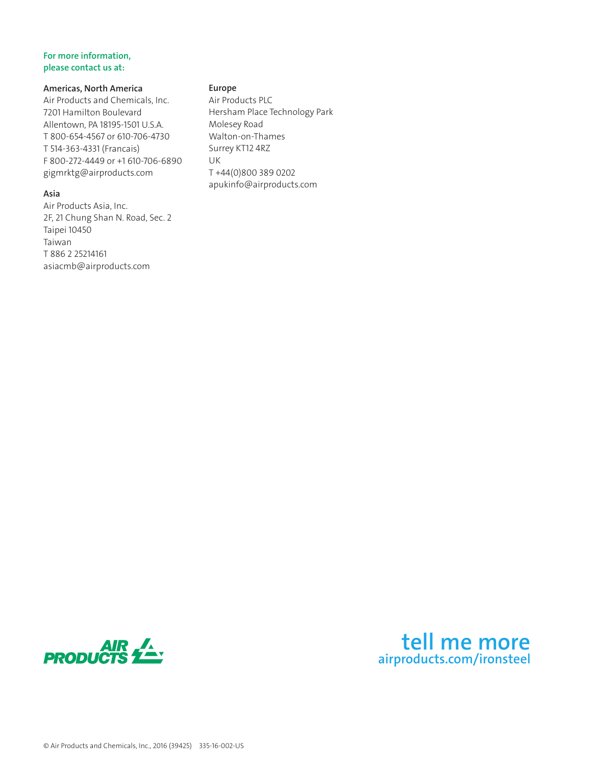**For more information, please contact us at:**

**Americas, North America**
Air Products and Chemicals, Inc.
7201 Hamilton Boulevard
Allentown, PA 18195-1501 U.S.A.
T 800-654-4567 or 610-706-4730
T 514-363-4331 (Francais)
F 800-272-4449 or +1 610-706-6890
gigmrktg@airproducts.com

**Asia**
Air Products Asia, Inc.
2F, 21 Chung Shan N. Road, Sec. 2
Taipei 10450
Taiwan
T 886 2 25214161
asiacmb@airproducts.com

**Europe**
Air Products PLC
Hersham Place Technology Park
Molesey Road
Walton-on-Thames
Surrey KT12 4RZ
UK
T +44(0)800 389 0202
apukinfo@airproducts.com

AIR PRODUCTS

**tell me more**
**airproducts.com/ironsteel**

© Air Products and Chemicals, Inc., 2016 (39425) 335-16-002-US